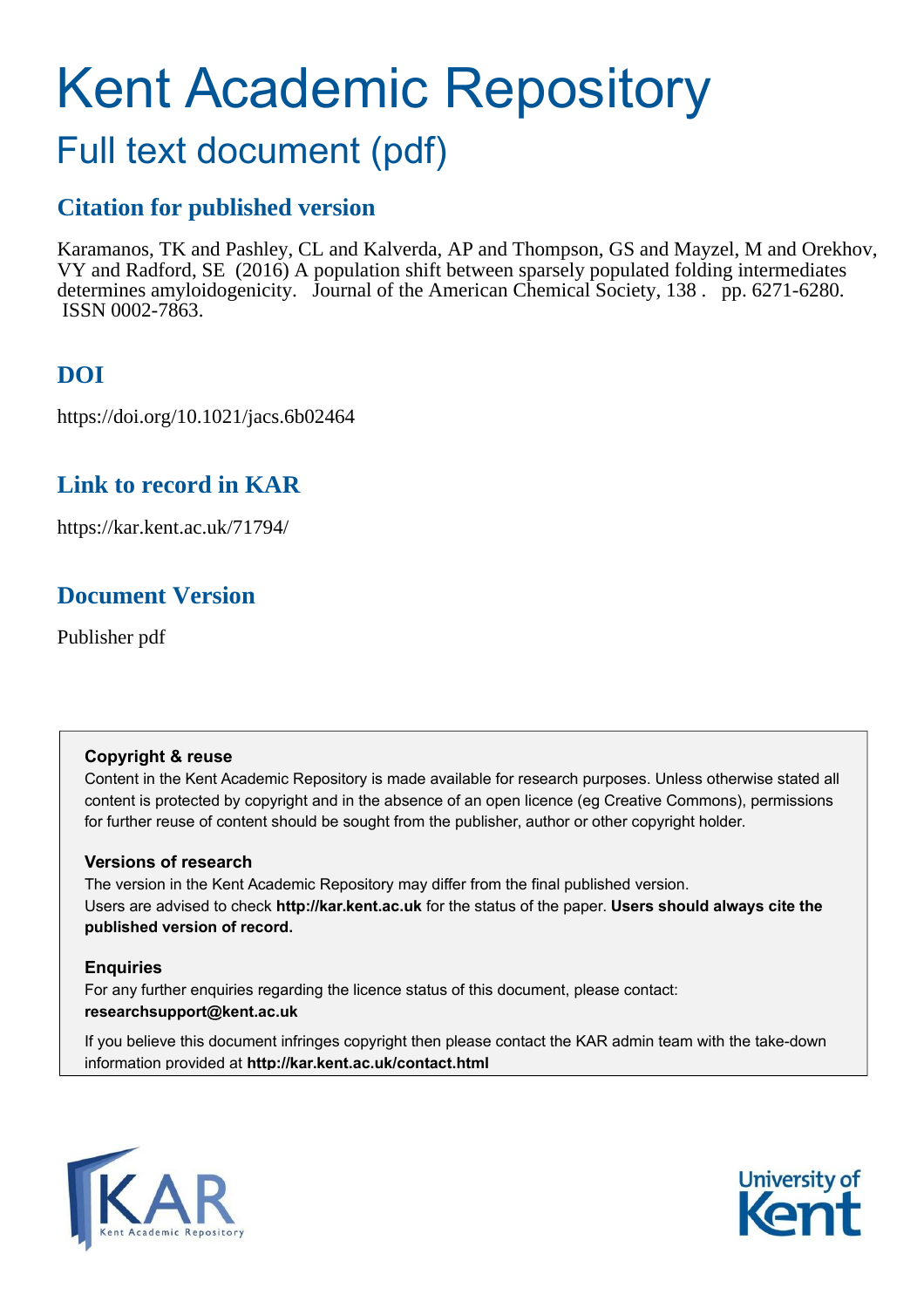# Kent Academic Repository

## Full text document (pdf)

### Citation for published version

Karamanos, TK and Pashley, CL and Kalverda, AP and Thompson, GS and Mayzel, M and Orekhov, VY and Radford, SE (2016) A population shift between sparsely populated folding intermediates determines amyloidogenicity. Journal of the American Chemical Society, 138 . pp. 6271-6280. ISSN 0002-7863.

### DOI

https://doi.org/10.1021/jacs.6b02464

### Link to record in KAR

https://kar.kent.ac.uk/71794/

### Document Version

Publisher pdf

**Copyright & reuse**

Content in the Kent Academic Repository is made available for research purposes. Unless otherwise stated all content is protected by copyright and in the absence of an open licence (eg Creative Commons), permissions for further reuse of content should be sought from the publisher, author or other copyright holder.

**Versions of research**

The version in the Kent Academic Repository may differ from the final published version. Users are advised to check **http://kar.kent.ac.uk** for the status of the paper. **Users should always cite the published version of record.**

**Enquiries**

For any further enquiries regarding the licence status of this document, please contact: **researchsupport@kent.ac.uk**

If you believe this document infringes copyright then please contact the KAR admin team with the take-down information provided at **http://kar.kent.ac.uk/contact.html**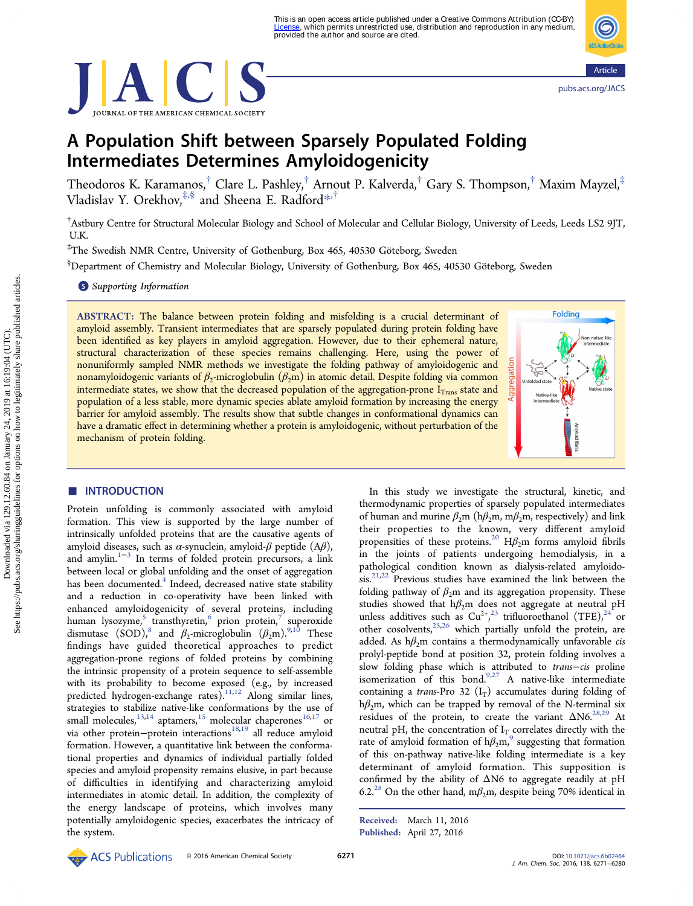# A Population Shift between Sparsely Populated Folding Intermediates Determines Amyloidogenicity

Theodoros K. Karamanos,[†] Clare L. Pashley,[†] Arnout P. Kalverda,[†] Gary S. Thompson,[†] Maxim Mayzel,[‡] Vladislav Y. Orekhov,[‡,§] and Sheena E. Radford*[,†]

[†]Astbury Centre for Structural Molecular Biology and School of Molecular and Cellular Biology, University of Leeds, Leeds LS2 9JT, U.K.

[‡]The Swedish NMR Centre, University of Gothenburg, Box 465, 40530 Göteborg, Sweden

[§]Department of Chemistry and Molecular Biology, University of Gothenburg, Box 465, 40530 Göteborg, Sweden

Supporting Information

**ABSTRACT:** The balance between protein folding and misfolding is a crucial determinant of amyloid assembly. Transient intermediates that are sparsely populated during protein folding have been identified as key players in amyloid aggregation. However, due to their ephemeral nature, structural characterization of these species remains challenging. Here, using the power of nonuniformly sampled NMR methods we investigate the folding pathway of amyloidogenic and nonamyloidogenic variants of $\beta_2$-microglobulin ($\beta_2$m) in atomic detail. Despite folding via common intermediate states, we show that the decreased population of the aggregation-prone $I_{Trans}$ state and population of a less stable, more dynamic species ablate amyloid formation by increasing the energy barrier for amyloid assembly. The results show that subtle changes in conformational dynamics can have a dramatic effect in determining whether a protein is amyloidogenic, without perturbation of the mechanism of protein folding.

## ■ INTRODUCTION

Protein unfolding is commonly associated with amyloid formation. This view is supported by the large number of intrinsically unfolded proteins that are the causative agents of amyloid diseases, such as $\alpha$-synuclein, amyloid-$\beta$ peptide (A$\beta$), and amylin.[1−3] In terms of folded protein precursors, a link between local or global unfolding and the onset of aggregation has been documented.[4] Indeed, decreased native state stability and a reduction in co-operativity have been linked with enhanced amyloidogenicity of several proteins, including human lysozyme,[5] transthyretin,[6] prion protein,[7] superoxide dismutase (SOD),[8] and $\beta_2$-microglobulin ($\beta_2$m).[9,10] These findings have guided theoretical approaches to predict aggregation-prone regions of folded proteins by combining the intrinsic propensity of a protein sequence to self-assemble with its probability to become exposed (e.g., by increased predicted hydrogen-exchange rates).[11,12] Along similar lines, strategies to stabilize native-like conformations by the use of small molecules,[13,14] aptamers,[15] molecular chaperones[16,17] or via other protein−protein interactions[18,19] all reduce amyloid formation. However, a quantitative link between the conformational properties and dynamics of individual partially folded species and amyloid propensity remains elusive, in part because of difficulties in identifying and characterizing amyloid intermediates in atomic detail. In addition, the complexity of the energy landscape of proteins, which involves many potentially amyloidogenic species, exacerbates the intricacy of the system.

In this study we investigate the structural, kinetic, and thermodynamic properties of sparsely populated intermediates of human and murine $\beta_2$m (h$\beta_2$m, m$\beta_2$m, respectively) and link their properties to the known, very different amyloid propensities of these proteins.[20] H$\beta_2$m forms amyloid fibrils in the joints of patients undergoing hemodialysis, in a pathological condition known as dialysis-related amyloidosis.[21,22] Previous studies have examined the link between the folding pathway of $\beta_2$m and its aggregation propensity. These studies showed that h$\beta_2$m does not aggregate at neutral pH unless additives such as $Cu^{2+}$,[23] trifluoroethanol (TFE),[24] or other cosolvents,[25,26] which partially unfold the protein, are added. As h$\beta_2$m contains a thermodynamically unfavorable *cis* prolyl-peptide bond at position 32, protein folding involves a slow folding phase which is attributed to *trans*−*cis* proline isomerization of this bond.[9,27] A native-like intermediate containing a *trans*-Pro 32 ($I_T$) accumulates during folding of h$\beta_2$m, which can be trapped by removal of the N-terminal six residues of the protein, to create the variant ΔN6.[28,29] At neutral pH, the concentration of $I_T$ correlates directly with the rate of amyloid formation of h$\beta_2$m,[9] suggesting that formation of this on-pathway native-like folding intermediate is a key determinant of amyloid formation. This supposition is confirmed by the ability of ΔN6 to aggregate readily at pH 6.2.[28] On the other hand, m$\beta_2$m, despite being 70% identical in

Received: March 11, 2016
Published: April 27, 2016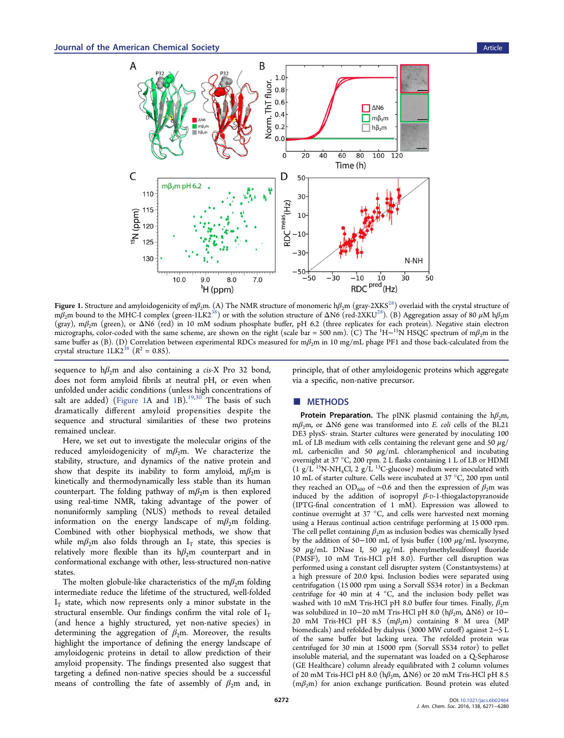Figure 1. Structure and amyloidogenicity of m$\beta_2$m. (A) The NMR structure of monomeric h$\beta_2$m (gray-2XKS[28]) overlaid with the crystal structure of m$\beta_2$m bound to the MHC-I complex (green-1LK2[38]) or with the solution structure of ΔN6 (red-2XKU[28]). (B) Aggregation assay of 80 μM h$\beta_2$m (gray), m$\beta_2$m (green), or ΔN6 (red) in 10 mM sodium phosphate buffer, pH 6.2 (three replicates for each protein). Negative stain electron micrographs, color-coded with the same scheme, are shown on the right (scale bar = 500 nm). (C) The $^1$H–$^{15}$N HSQC spectrum of m$\beta_2$m in the same buffer as (B). (D) Correlation between experimental RDCs measured for m$\beta_2$m in 10 mg/mL phage PF1 and those back-calculated from the crystal structure 1LK2[38] ($R^2$ = 0.85).

sequence to h$\beta_2$m and also containing a *cis*-X Pro 32 bond, does not form amyloid fibrils at neutral pH, or even when unfolded under acidic conditions (unless high concentrations of salt are added) (Figure 1A and 1B).[19,30] The basis of such dramatically different amyloid propensities despite the sequence and structural similarities of these two proteins remained unclear.

Here, we set out to investigate the molecular origins of the reduced amyloidogenicity of m$\beta_2$m. We characterize the stability, structure, and dynamics of the native protein and show that despite its inability to form amyloid, m$\beta_2$m is kinetically and thermodynamically less stable than its human counterpart. The folding pathway of m$\beta_2$m is then explored using real-time NMR, taking advantage of the power of nonuniformly sampling (NUS) methods to reveal detailed information on the energy landscape of m$\beta_2$m folding. Combined with other biophysical methods, we show that while m$\beta_2$m also folds through an $I_T$ state, this species is relatively more flexible than its h$\beta_2$m counterpart and in conformational exchange with other, less-structured non-native states.

The molten globule-like characteristics of the m$\beta_2$m folding intermediate reduce the lifetime of the structured, well-folded $I_T$ state, which now represents only a minor substate in the structural ensemble. Our findings confirm the vital role of $I_T$ (and hence a highly structured, yet non-native species) in determining the aggregation of $\beta_2$m. Moreover, the results highlight the importance of defining the energy landscape of amyloidogenic proteins in detail to allow prediction of their amyloid propensity. The findings presented also suggest that targeting a defined non-native species should be a successful means of controlling the fate of assembly of $\beta_2$m and, in principle, that of other amyloidogenic proteins which aggregate via a specific, non-native precursor.

## METHODS

**Protein Preparation.** The pINK plasmid containing the h$\beta_2$m, m$\beta_2$m, or ΔN6 gene was transformed into *E. coli* cells of the BL21 DE3 plysS- strain. Starter cultures were generated by inoculating 100 mL of LB medium with cells containing the relevant gene and 50 μg/mL carbenicilin and 50 μg/mL chloramphenicol and incubating overnight at 37 °C, 200 rpm. 2 L flasks containing 1 L of LB or HDMI (1 g/L $^{15}$N-NH$_4$Cl, 2 g/L $^{13}$C-glucose) medium were inoculated with 10 mL of starter culture. Cells were incubated at 37 °C, 200 rpm until they reached an OD$_{600}$ of ~0.6 and then the expression of $\beta_2$m was induced by the addition of isopropyl β-D-1-thiogalactopyranoside (IPTG-final concentration of 1 mM). Expression was allowed to continue overnight at 37 °C, and cells were harvested next morning using a Heraus continual action centrifuge performing at 15 000 rpm. The cell pellet containing $\beta_2$m as inclusion bodies was chemically lysed by the addition of 50–100 mL of lysis buffer (100 μg/mL lysozyme, 50 μg/mL DNase I, 50 μg/mL phenylmethylesulfonyl fluoride (PMSF), 10 mM Tris-HCl pH 8.0). Further cell disruption was performed using a constant cell disrupter system (Constantsystems) at a high pressure of 20.0 kpsi. Inclusion bodies were separated using centrifugation (15 000 rpm using a Sorvall SS34 rotor) in a Beckman centrifuge for 40 min at 4 °C, and the inclusion body pellet was washed with 10 mM Tris-HCl pH 8.0 buffer four times. Finally, $\beta_2$m was solubilized in 10–20 mM Tris-HCl pH 8.0 (h$\beta_2$m, ΔN6) or 10–20 mM Tris-HCl pH 8.5 (m$\beta_2$m) containing 8 M urea (MP biomedicals) and refolded by dialysis (3000 MW cutoff) against 2–5 L of the same buffer but lacking urea. The refolded protein was centrifuged for 30 min at 15000 rpm (Sorvall SS34 rotor) to pellet insoluble material, and the supernatant was loaded on a Q-Sepharose (GE Healthcare) column already equilibrated with 2 column volumes of 20 mM Tris-HCl pH 8.0 (h$\beta_2$m, ΔN6) or 20 mM Tris-HCl pH 8.5 (m$\beta_2$m) for anion exchange purification. Bound protein was eluted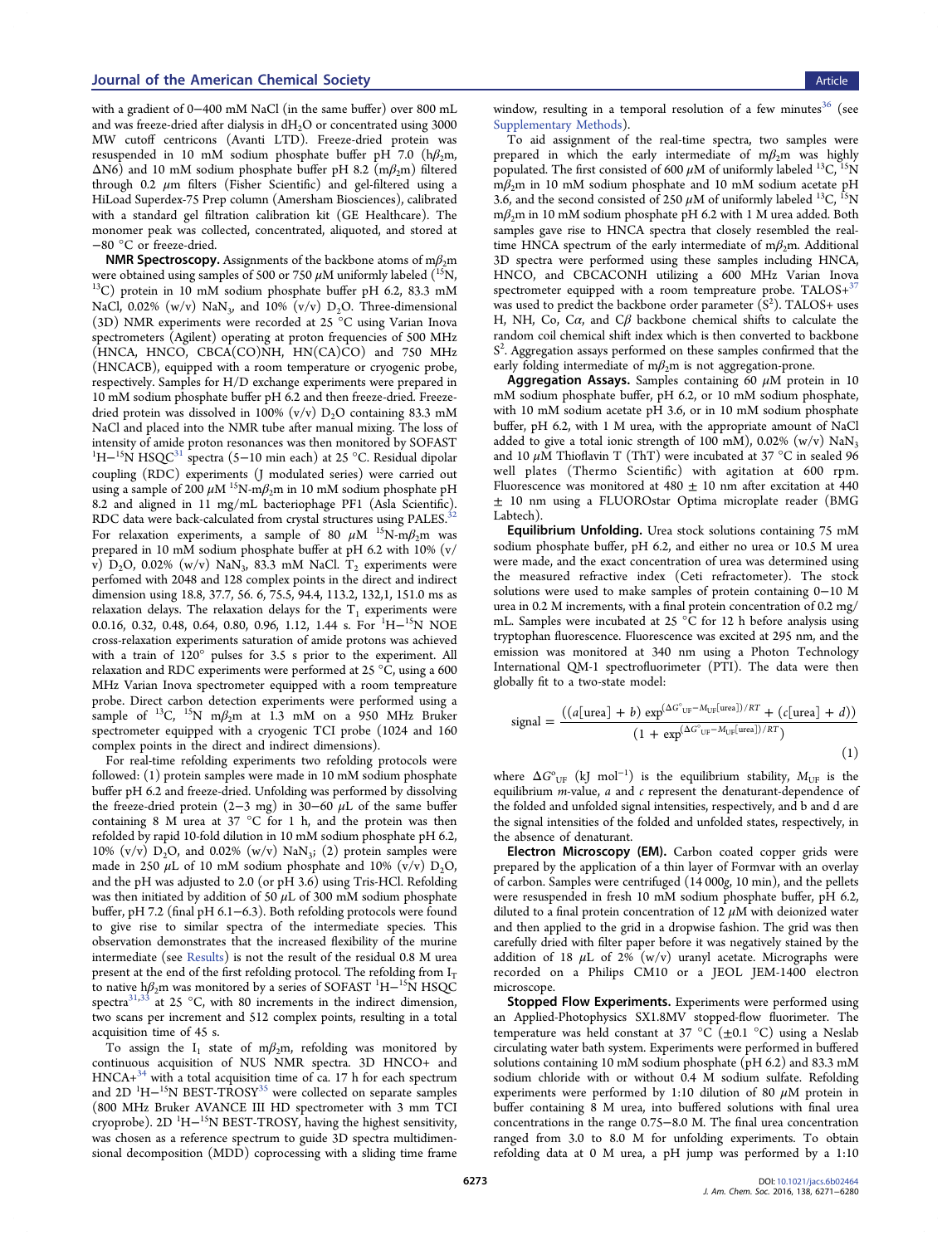with a gradient of 0−400 mM NaCl (in the same buffer) over 800 mL and was freeze-dried after dialysis in $dH_2O$ or concentrated using 3000 MW cutoff centricons (Avanti LTD). Freeze-dried protein was resuspended in 10 mM sodium phosphate buffer pH 7.0 (h$\beta_2$m, ΔN6) and 10 mM sodium phosphate buffer pH 8.2 (m$\beta_2$m) filtered through 0.2 μm filters (Fisher Scientific) and gel-filtered using a HiLoad Superdex-75 Prep column (Amersham Biosciences), calibrated with a standard gel filtration calibration kit (GE Healthcare). The monomer peak was collected, concentrated, aliquoted, and stored at −80 °C or freeze-dried.

**NMR Spectroscopy.** Assignments of the backbone atoms of m$\beta_2$m were obtained using samples of 500 or 750 μM uniformly labeled ($^{15}$N, $^{13}$C) protein in 10 mM sodium phosphate buffer pH 6.2, 83.3 mM NaCl, 0.02% (w/v) $NaN_3$, and 10% (v/v) $D_2O$. Three-dimensional (3D) NMR experiments were recorded at 25 °C using Varian Inova spectrometers (Agilent) operating at proton frequencies of 500 MHz (HNCA, HNCO, CBCA(CO)NH, HN(CA)CO) and 750 MHz (HNCACB), equipped with a room temperature or cryogenic probe, respectively. Samples for H/D exchange experiments were prepared in 10 mM sodium phosphate buffer pH 6.2 and then freeze-dried. Freeze-dried protein was dissolved in 100% (v/v) $D_2O$ containing 83.3 mM NaCl and placed into the NMR tube after manual mixing. The loss of intensity of amide proton resonances was then monitored by SOFAST $^1$H−$^{15}$N HSQC[31] spectra (5−10 min each) at 25 °C. Residual dipolar coupling (RDC) experiments (J modulated series) were carried out using a sample of 200 μM $^{15}$N-m$\beta_2$m in 10 mM sodium phosphate pH 8.2 and aligned in 11 mg/mL bacteriophage PF1 (Asla Scientific). RDC data were back-calculated from crystal structures using PALES.[32] For relaxation experiments, a sample of 80 μM $^{15}$N-m$\beta_2$m was prepared in 10 mM sodium phosphate buffer at pH 6.2 with 10% (v/v) $D_2O$, 0.02% (w/v) $NaN_3$, 83.3 mM NaCl. $T_2$ experiments were perfomed with 2048 and 128 complex points in the direct and indirect dimension using 18.8, 37.7, 56. 6, 75.5, 94.4, 113.2, 132,1, 151.0 ms as relaxation delays. The relaxation delays for the $T_1$ experiments were 0.0.16, 0.32, 0.48, 0.64, 0.80, 0.96, 1.12, 1.44 s. For $^1$H−$^{15}$N NOE cross-relaxation experiments saturation of amide protons was achieved with a train of 120° pulses for 3.5 s prior to the experiment. All relaxation and RDC experiments were performed at 25 °C, using a 600 MHz Varian Inova spectrometer equipped with a room tempreature probe. Direct carbon detection experiments were performed using a sample of $^{13}$C, $^{15}$N m$\beta_2$m at 1.3 mM on a 950 MHz Bruker spectrometer equipped with a cryogenic TCI probe (1024 and 160 complex points in the direct and indirect dimensions).

For real-time refolding experiments two refolding protocols were followed: (1) protein samples were made in 10 mM sodium phosphate buffer pH 6.2 and freeze-dried. Unfolding was performed by dissolving the freeze-dried protein (2−3 mg) in 30−60 μL of the same buffer containing 8 M urea at 37 °C for 1 h, and the protein was then refolded by rapid 10-fold dilution in 10 mM sodium phosphate pH 6.2, 10% (v/v) $D_2O$, and 0.02% (w/v) $NaN_3$; (2) protein samples were made in 250 μL of 10 mM sodium phosphate and 10% (v/v) $D_2O$, and the pH was adjusted to 2.0 (or pH 3.6) using Tris-HCl. Refolding was then initiated by addition of 50 μL of 300 mM sodium phosphate buffer, pH 7.2 (final pH 6.1−6.3). Both refolding protocols were found to give rise to similar spectra of the intermediate species. This observation demonstrates that the increased flexibility of the murine intermediate (see Results) is not the result of the residual 0.8 M urea present at the end of the first refolding protocol. The refolding from $I_T$ to native h$\beta_2$m was monitored by a series of SOFAST $^1$H−$^{15}$N HSQC spectra[31,33] at 25 °C, with 80 increments in the indirect dimension, two scans per increment and 512 complex points, resulting in a total acquisition time of 45 s.

To assign the $I_1$ state of m$\beta_2$m, refolding was monitored by continuous acquisition of NUS NMR spectra. 3D HNCO+ and HNCA+[34] with a total acquisition time of ca. 17 h for each spectrum and 2D $^1$H−$^{15}$N BEST-TROSY[35] were collected on separate samples (800 MHz Bruker AVANCE III HD spectrometer with 3 mm TCI cryoprobe). 2D $^1$H−$^{15}$N BEST-TROSY, having the highest sensitivity, was chosen as a reference spectrum to guide 3D spectra multidimensional decomposition (MDD) coprocessing with a sliding time frame window, resulting in a temporal resolution of a few minutes[36] (see Supplementary Methods).

To aid assignment of the real-time spectra, two samples were prepared in which the early intermediate of m$\beta_2$m was highly populated. The first consisted of 600 μM of uniformly labeled $^{13}$C, $^{15}$N m$\beta_2$m in 10 mM sodium phosphate and 10 mM sodium acetate pH 3.6, and the second consisted of 250 μM of uniformly labeled $^{13}$C, $^{15}$N m$\beta_2$m in 10 mM sodium phosphate pH 6.2 with 1 M urea added. Both samples gave rise to HNCA spectra that closely resembled the real-time HNCA spectrum of the early intermediate of m$\beta_2$m. Additional 3D spectra were performed using these samples including HNCA, HNCO, and CBCACONH utilizing a 600 MHz Varian Inova spectrometer equipped with a room tempreature probe. TALOS+[37] was used to predict the backbone order parameter ($S^2$). TALOS+ uses H, NH, Co, Cα, and Cβ backbone chemical shifts to calculate the random coil chemical shift index which is then converted to backbone $S^2$. Aggregation assays performed on these samples confirmed that the early folding intermediate of m$\beta_2$m is not aggregation-prone.

**Aggregation Assays.** Samples containing 60 μM protein in 10 mM sodium phosphate buffer, pH 6.2, or 10 mM sodium phosphate, with 10 mM sodium acetate pH 3.6, or in 10 mM sodium phosphate buffer, pH 6.2, with 1 M urea, with the appropriate amount of NaCl added to give a total ionic strength of 100 mM), 0.02% (w/v) $NaN_3$ and 10 μM Thioflavin T (ThT) were incubated at 37 °C in sealed 96 well plates (Thermo Scientific) with agitation at 600 rpm. Fluorescence was monitored at 480 ± 10 nm after excitation at 440 ± 10 nm using a FLUOROstar Optima microplate reader (BMG Labtech).

**Equilibrium Unfolding.** Urea stock solutions containing 75 mM sodium phosphate buffer, pH 6.2, and either no urea or 10.5 M urea were made, and the exact concentration of urea was determined using the measured refractive index (Ceti refractometer). The stock solutions were used to make samples of protein containing 0−10 M urea in 0.2 M increments, with a final protein concentration of 0.2 mg/mL. Samples were incubated at 25 °C for 12 h before analysis using tryptophan fluorescence. Fluorescence was excited at 295 nm, and the emission was monitored at 340 nm using a Photon Technology International QM-1 spectrofluorimeter (PTI). The data were then globally fit to a two-state model:

$$\text{signal} = \frac{((a[\text{urea}] + b)\exp^{(\Delta G^\circ_{\text{UF}} - M_{\text{UF}}[\text{urea}])/RT} + (c[\text{urea}] + d))}{(1 + \exp^{(\Delta G^\circ_{\text{UF}} - M_{\text{UF}}[\text{urea}])/RT})} \tag{1}$$

where $\Delta G^\circ_{UF}$ (kJ mol$^{-1}$) is the equilibrium stability, $M_{UF}$ is the equilibrium *m*-value, *a* and *c* represent the denaturant-dependence of the folded and unfolded signal intensities, respectively, and b and d are the signal intensities of the folded and unfolded states, respectively, in the absence of denaturant.

**Electron Microscopy (EM).** Carbon coated copper grids were prepared by the application of a thin layer of Formvar with an overlay of carbon. Samples were centrifuged (14 000*g*, 10 min), and the pellets were resuspended in fresh 10 mM sodium phosphate buffer, pH 6.2, diluted to a final protein concentration of 12 μM with deionized water and then applied to the grid in a dropwise fashion. The grid was then carefully dried with filter paper before it was negatively stained by the addition of 18 μL of 2% (w/v) uranyl acetate. Micrographs were recorded on a Philips CM10 or a JEOL JEM-1400 electron microscope.

**Stopped Flow Experiments.** Experiments were performed using an Applied-Photophysics SX1.8MV stopped-flow fluorimeter. The temperature was held constant at 37 °C (±0.1 °C) using a Neslab circulating water bath system. Experiments were performed in buffered solutions containing 10 mM sodium phosphate (pH 6.2) and 83.3 mM sodium chloride with or without 0.4 M sodium sulfate. Refolding experiments were performed by 1:10 dilution of 80 μM protein in buffer containing 8 M urea, into buffered solutions with final urea concentrations in the range 0.75−8.0 M. The final urea concentration ranged from 3.0 to 8.0 M for unfolding experiments. To obtain refolding data at 0 M urea, a pH jump was performed by a 1:10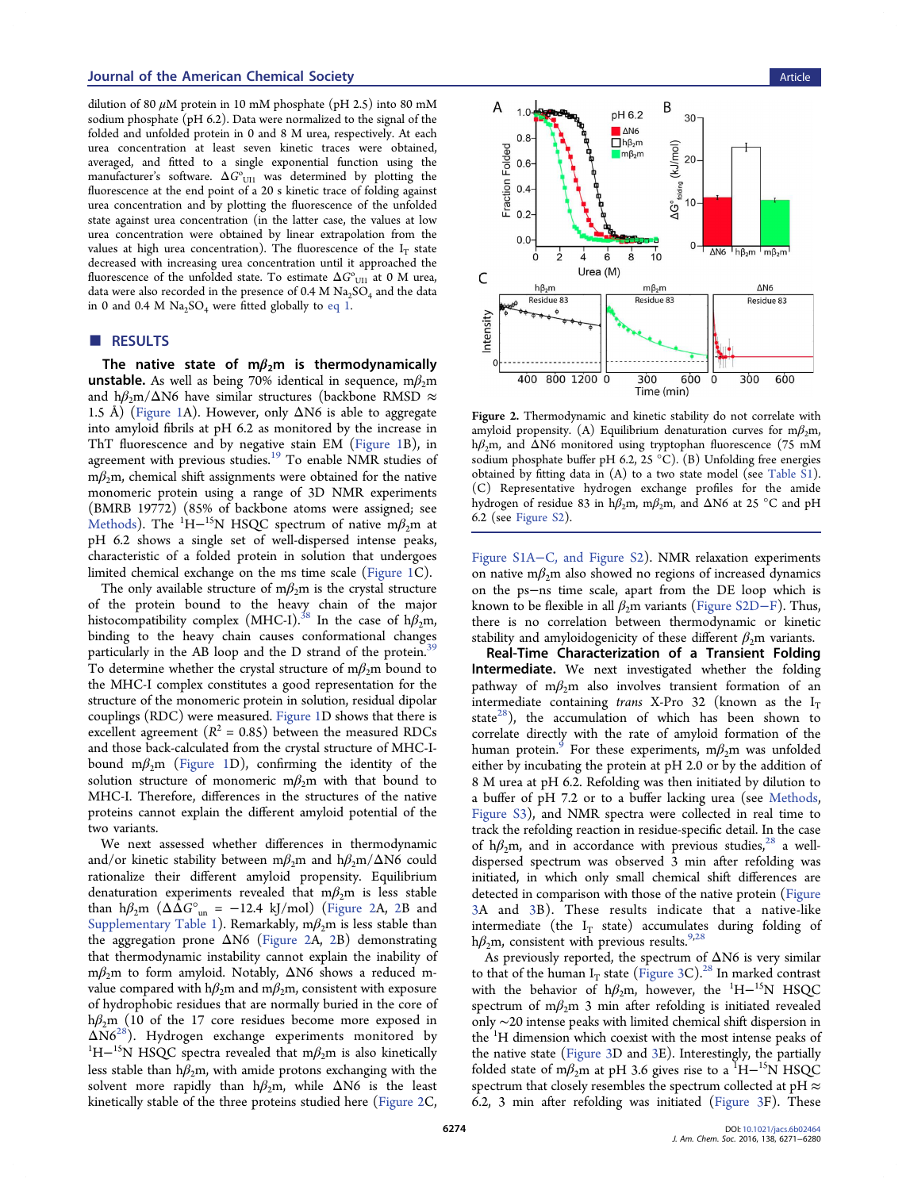dilution of 80 μM protein in 10 mM phosphate (pH 2.5) into 80 mM sodium phosphate (pH 6.2). Data were normalized to the signal of the folded and unfolded protein in 0 and 8 M urea, respectively. At each urea concentration at least seven kinetic traces were obtained, averaged, and fitted to a single exponential function using the manufacturer's software. $\Delta G^{\circ}_{UI1}$ was determined by plotting the fluorescence at the end point of a 20 s kinetic trace of folding against urea concentration and by plotting the fluorescence of the unfolded state against urea concentration (in the latter case, the values at low urea concentration were obtained by linear extrapolation from the values at high urea concentration). The fluorescence of the $I_T$ state decreased with increasing urea concentration until it approached the fluorescence of the unfolded state. To estimate $\Delta G^{\circ}_{UI1}$ at 0 M urea, data were also recorded in the presence of 0.4 M $Na_2SO_4$ and the data in 0 and 0.4 M $Na_2SO_4$ were fitted globally to eq 1.

## RESULTS

**The native state of m$\beta_2$m is thermodynamically unstable.** As well as being 70% identical in sequence, m$\beta_2$m and h$\beta_2$m/ΔN6 have similar structures (backbone RMSD ≈ 1.5 Å) (Figure 1A). However, only ΔN6 is able to aggregate into amyloid fibrils at pH 6.2 as monitored by the increase in ThT fluorescence and by negative stain EM (Figure 1B), in agreement with previous studies.[19] To enable NMR studies of m$\beta_2$m, chemical shift assignments were obtained for the native monomeric protein using a range of 3D NMR experiments (BMRB 19772) (85% of backbone atoms were assigned; see Methods). The $^1$H−$^{15}$N HSQC spectrum of native m$\beta_2$m at pH 6.2 shows a single set of well-dispersed intense peaks, characteristic of a folded protein in solution that undergoes limited chemical exchange on the ms time scale (Figure 1C).

The only available structure of m$\beta_2$m is the crystal structure of the protein bound to the heavy chain of the major histocompatibility complex (MHC-I).[38] In the case of h$\beta_2$m, binding to the heavy chain causes conformational changes particularly in the AB loop and the D strand of the protein.[39] To determine whether the crystal structure of m$\beta_2$m bound to the MHC-I complex constitutes a good representation for the structure of the monomeric protein in solution, residual dipolar couplings (RDC) were measured. Figure 1D shows that there is excellent agreement ($R^2$ = 0.85) between the measured RDCs and those back-calculated from the crystal structure of MHC-I-bound m$\beta_2$m (Figure 1D), confirming the identity of the solution structure of monomeric m$\beta_2$m with that bound to MHC-I. Therefore, differences in the structures of the native proteins cannot explain the different amyloid potential of the two variants.

We next assessed whether differences in thermodynamic and/or kinetic stability between m$\beta_2$m and h$\beta_2$m/ΔN6 could rationalize their different amyloid propensity. Equilibrium denaturation experiments revealed that m$\beta_2$m is less stable than h$\beta_2$m ($\Delta\Delta G^{\circ}_{un}$ = −12.4 kJ/mol) (Figure 2A, 2B and Supplementary Table 1). Remarkably, m$\beta_2$m is less stable than the aggregation prone ΔN6 (Figure 2A, 2B) demonstrating that thermodynamic instability cannot explain the inability of m$\beta_2$m to form amyloid. Notably, ΔN6 shows a reduced m-value compared with h$\beta_2$m and m$\beta_2$m, consistent with exposure of hydrophobic residues that are normally buried in the core of h$\beta_2$m (10 of the 17 core residues become more exposed in ΔN6[28]). Hydrogen exchange experiments monitored by $^1$H−$^{15}$N HSQC spectra revealed that m$\beta_2$m is also kinetically less stable than h$\beta_2$m, with amide protons exchanging with the solvent more rapidly than h$\beta_2$m, while ΔN6 is the least kinetically stable of the three proteins studied here (Figure 2C, Figure S1A−C, and Figure S2). NMR relaxation experiments on native m$\beta_2$m also showed no regions of increased dynamics on the ps−ns time scale, apart from the DE loop which is known to be flexible in all $\beta_2$m variants (Figure S2D−F). Thus, there is no correlation between thermodynamic or kinetic stability and amyloidogenicity of these different $\beta_2$m variants.

**Real-Time Characterization of a Transient Folding Intermediate.** We next investigated whether the folding pathway of m$\beta_2$m also involves transient formation of an intermediate containing *trans* X-Pro 32 (known as the $I_T$ state[28]), the accumulation of which has been shown to correlate directly with the rate of amyloid formation of the human protein.[9] For these experiments, m$\beta_2$m was unfolded either by incubating the protein at pH 2.0 or by the addition of 8 M urea at pH 6.2. Refolding was then initiated by dilution to a buffer of pH 7.2 or to a buffer lacking urea (see Methods, Figure S3), and NMR spectra were collected in real time to track the refolding reaction in residue-specific detail. In the case of h$\beta_2$m, and in accordance with previous studies,[28] a well-dispersed spectrum was observed 3 min after refolding was initiated, in which only small chemical shift differences are detected in comparison with those of the native protein (Figure 3A and 3B). These results indicate that a native-like intermediate (the $I_T$ state) accumulates during folding of h$\beta_2$m, consistent with previous results.[9,28]

As previously reported, the spectrum of ΔN6 is very similar to that of the human $I_T$ state (Figure 3C).[28] In marked contrast with the behavior of h$\beta_2$m, however, the $^1$H−$^{15}$N HSQC spectrum of m$\beta_2$m 3 min after refolding is initiated revealed only ~20 intense peaks with limited chemical shift dispersion in the $^1$H dimension which coexist with the most intense peaks of the native state (Figure 3D and 3E). Interestingly, the partially folded state of m$\beta_2$m at pH 3.6 gives rise to a $^1$H−$^{15}$N HSQC spectrum that closely resembles the spectrum collected at pH ≈ 6.2, 3 min after refolding was initiated (Figure 3F). These

**Figure 2.** Thermodynamic and kinetic stability do not correlate with amyloid propensity. (A) Equilibrium denaturation curves for m$\beta_2$m, h$\beta_2$m, and ΔN6 monitored using tryptophan fluorescence (75 mM sodium phosphate buffer pH 6.2, 25 °C). (B) Unfolding free energies obtained by fitting data in (A) to a two state model (see Table S1). (C) Representative hydrogen exchange profiles for the amide hydrogen of residue 83 in h$\beta_2$m, m$\beta_2$m, and ΔN6 at 25 °C and pH 6.2 (see Figure S2).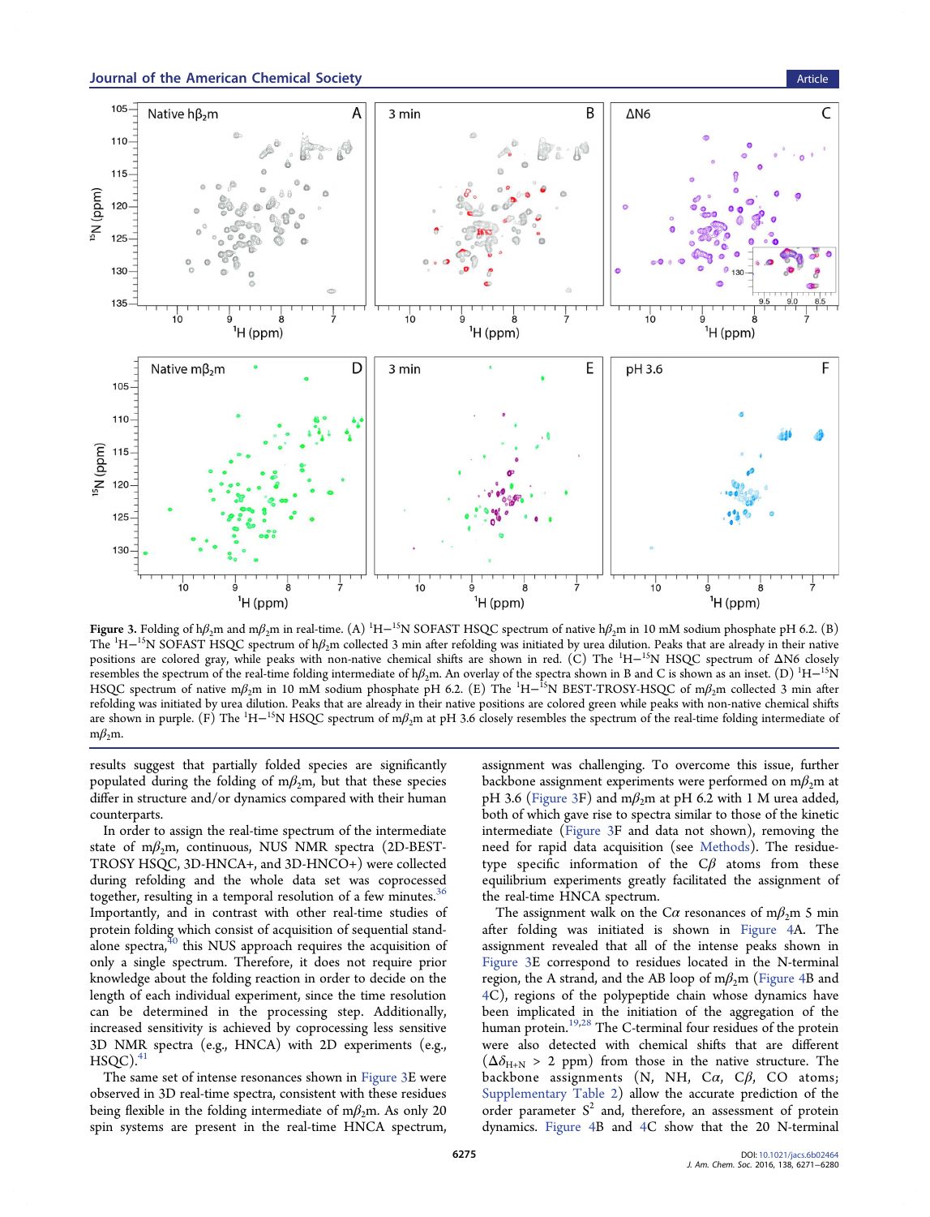**Figure 3.** Folding of h$\beta_2$m and m$\beta_2$m in real-time. (A) $^1$H−$^{15}$N SOFAST HSQC spectrum of native h$\beta_2$m in 10 mM sodium phosphate pH 6.2. (B) The $^1$H−$^{15}$N SOFAST HSQC spectrum of h$\beta_2$m collected 3 min after refolding was initiated by urea dilution. Peaks that are already in their native positions are colored gray, while peaks with non-native chemical shifts are shown in red. (C) The $^1$H−$^{15}$N HSQC spectrum of ΔN6 closely resembles the spectrum of the real-time folding intermediate of h$\beta_2$m. An overlay of the spectra shown in B and C is shown as an inset. (D) $^1$H−$^{15}$N HSQC spectrum of native m$\beta_2$m in 10 mM sodium phosphate pH 6.2. (E) The $^1$H−$^{15}$N BEST-TROSY-HSQC of m$\beta_2$m collected 3 min after refolding was initiated by urea dilution. Peaks that are already in their native positions are colored green while peaks with non-native chemical shifts are shown in purple. (F) The $^1$H−$^{15}$N HSQC spectrum of m$\beta_2$m at pH 3.6 closely resembles the spectrum of the real-time folding intermediate of m$\beta_2$m.

results suggest that partially folded species are significantly populated during the folding of m$\beta_2$m, but that these species differ in structure and/or dynamics compared with their human counterparts.

In order to assign the real-time spectrum of the intermediate state of m$\beta_2$m, continuous, NUS NMR spectra (2D-BEST-TROSY HSQC, 3D-HNCA+, and 3D-HNCO+) were collected during refolding and the whole data set was coprocessed together, resulting in a temporal resolution of a few minutes.[36] Importantly, and in contrast with other real-time studies of protein folding which consist of acquisition of sequential stand-alone spectra,[40] this NUS approach requires the acquisition of only a single spectrum. Therefore, it does not require prior knowledge about the folding reaction in order to decide on the length of each individual experiment, since the time resolution can be determined in the processing step. Additionally, increased sensitivity is achieved by coprocessing less sensitive 3D NMR spectra (e.g., HNCA) with 2D experiments (e.g., HSQC).[41]

The same set of intense resonances shown in Figure 3E were observed in 3D real-time spectra, consistent with these residues being flexible in the folding intermediate of m$\beta_2$m. As only 20 spin systems are present in the real-time HNCA spectrum, assignment was challenging. To overcome this issue, further backbone assignment experiments were performed on m$\beta_2$m at pH 3.6 (Figure 3F) and m$\beta_2$m at pH 6.2 with 1 M urea added, both of which gave rise to spectra similar to those of the kinetic intermediate (Figure 3F and data not shown), removing the need for rapid data acquisition (see Methods). The residue-type specific information of the C$\beta$ atoms from these equilibrium experiments greatly facilitated the assignment of the real-time HNCA spectrum.

The assignment walk on the C$\alpha$ resonances of m$\beta_2$m 5 min after folding was initiated is shown in Figure 4A. The assignment revealed that all of the intense peaks shown in Figure 3E correspond to residues located in the N-terminal region, the A strand, and the AB loop of m$\beta_2$m (Figure 4B and 4C), regions of the polypeptide chain whose dynamics have been implicated in the initiation of the aggregation of the human protein.[19,28] The C-terminal four residues of the protein were also detected with chemical shifts that are different ($\Delta\delta_{H+N}$ > 2 ppm) from those in the native structure. The backbone assignments (N, NH, C$\alpha$, C$\beta$, CO atoms; Supplementary Table 2) allow the accurate prediction of the order parameter $S^2$ and, therefore, an assessment of protein dynamics. Figure 4B and 4C show that the 20 N-terminal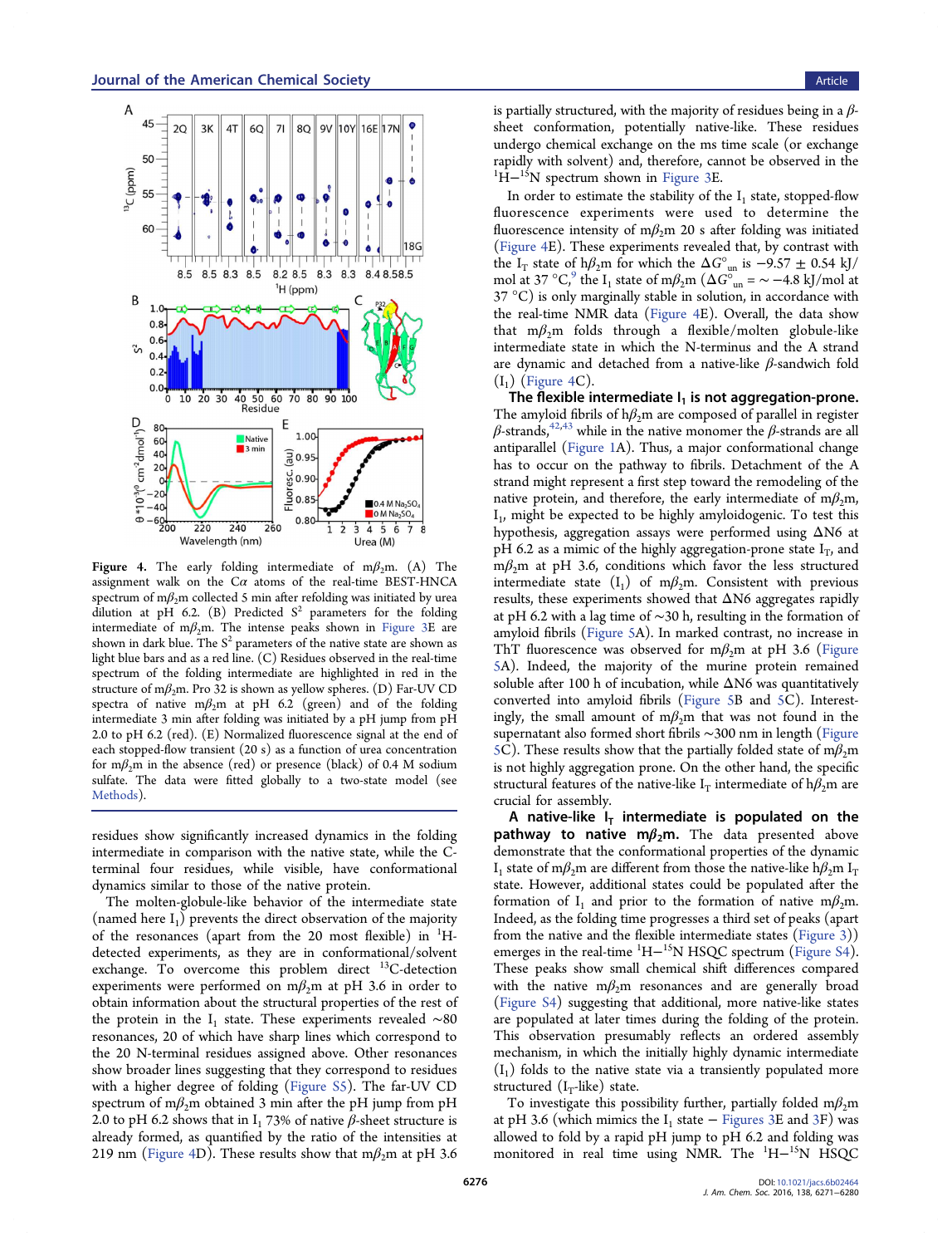Figure 4. The early folding intermediate of m$\beta_2$m. (A) The assignment walk on the C$\alpha$ atoms of the real-time BEST-HNCA spectrum of m$\beta_2$m collected 5 min after refolding was initiated by urea dilution at pH 6.2. (B) Predicted $S^2$ parameters for the folding intermediate of m$\beta_2$m. The intense peaks shown in Figure 3E are shown in dark blue. The $S^2$ parameters of the native state are shown as light blue bars and as a red line. (C) Residues observed in the real-time spectrum of the folding intermediate are highlighted in red in the structure of m$\beta_2$m. Pro 32 is shown as yellow spheres. (D) Far-UV CD spectra of native m$\beta_2$m at pH 6.2 (green) and of the folding intermediate 3 min after folding was initiated by a pH jump from pH 2.0 to pH 6.2 (red). (E) Normalized fluorescence signal at the end of each stopped-flow transient (20 s) as a function of urea concentration for m$\beta_2$m in the absence (red) or presence (black) of 0.4 M sodium sulfate. The data were fitted globally to a two-state model (see Methods).

residues show significantly increased dynamics in the folding intermediate in comparison with the native state, while the C-terminal four residues, while visible, have conformational dynamics similar to those of the native protein.

The molten-globule-like behavior of the intermediate state (named here $I_1$) prevents the direct observation of the majority of the resonances (apart from the 20 most flexible) in $^1$H-detected experiments, as they are in conformational/solvent exchange. To overcome this problem direct $^{13}$C-detection experiments were performed on m$\beta_2$m at pH 3.6 in order to obtain information about the structural properties of the rest of the protein in the $I_1$ state. These experiments revealed ~80 resonances, 20 of which have sharp lines which correspond to the 20 N-terminal residues assigned above. Other resonances show broader lines suggesting that they correspond to residues with a higher degree of folding (Figure S5). The far-UV CD spectrum of m$\beta_2$m obtained 3 min after the pH jump from pH 2.0 to pH 6.2 shows that in $I_1$ 73% of native $\beta$-sheet structure is already formed, as quantified by the ratio of the intensities at 219 nm (Figure 4D). These results show that m$\beta_2$m at pH 3.6 is partially structured, with the majority of residues being in a $\beta$-sheet conformation, potentially native-like. These residues undergo chemical exchange on the ms time scale (or exchange rapidly with solvent) and, therefore, cannot be observed in the $^1$H−$^{15}$N spectrum shown in Figure 3E.

In order to estimate the stability of the $I_1$ state, stopped-flow fluorescence experiments were used to determine the fluorescence intensity of m$\beta_2$m 20 s after folding was initiated (Figure 4E). These experiments revealed that, by contrast with the $I_T$ state of h$\beta_2$m for which the $\Delta G^\circ_{un}$ is −9.57 ± 0.54 kJ/mol at 37 °C,[9] the $I_1$ state of m$\beta_2$m ($\Delta G^\circ_{un}$ = ~ −4.8 kJ/mol at 37 °C) is only marginally stable in solution, in accordance with the real-time NMR data (Figure 4E). Overall, the data show that m$\beta_2$m folds through a flexible/molten globule-like intermediate state in which the N-terminus and the A strand are dynamic and detached from a native-like $\beta$-sandwich fold ($I_1$) (Figure 4C).

**The flexible intermediate $I_1$ is not aggregation-prone.** The amyloid fibrils of h$\beta_2$m are composed of parallel in register $\beta$-strands,[42,43] while in the native monomer the $\beta$-strands are all antiparallel (Figure 1A). Thus, a major conformational change has to occur on the pathway to fibrils. Detachment of the A strand might represent a first step toward the remodeling of the native protein, and therefore, the early intermediate of m$\beta_2$m, $I_1$, might be expected to be highly amyloidogenic. To test this hypothesis, aggregation assays were performed using ΔN6 at pH 6.2 as a mimic of the highly aggregation-prone state $I_T$, and m$\beta_2$m at pH 3.6, conditions which favor the less structured intermediate state ($I_1$) of m$\beta_2$m. Consistent with previous results, these experiments showed that ΔN6 aggregates rapidly at pH 6.2 with a lag time of ~30 h, resulting in the formation of amyloid fibrils (Figure 5A). In marked contrast, no increase in ThT fluorescence was observed for m$\beta_2$m at pH 3.6 (Figure 5A). Indeed, the majority of the murine protein remained soluble after 100 h of incubation, while ΔN6 was quantitatively converted into amyloid fibrils (Figure 5B and 5C). Interestingly, the small amount of m$\beta_2$m that was not found in the supernatant also formed short fibrils ~300 nm in length (Figure 5C). These results show that the partially folded state of m$\beta_2$m is not highly aggregation prone. On the other hand, the specific structural features of the native-like $I_T$ intermediate of h$\beta_2$m are crucial for assembly.

**A native-like $I_T$ intermediate is populated on the pathway to native m$\beta_2$m.** The data presented above demonstrate that the conformational properties of the dynamic $I_1$ state of m$\beta_2$m are different from those the native-like h$\beta_2$m $I_T$ state. However, additional states could be populated after the formation of $I_1$ and prior to the formation of native m$\beta_2$m. Indeed, as the folding time progresses a third set of peaks (apart from the native and the flexible intermediate states (Figure 3)) emerges in the real-time $^1$H−$^{15}$N HSQC spectrum (Figure S4). These peaks show small chemical shift differences compared with the native m$\beta_2$m resonances and are generally broad (Figure S4) suggesting that additional, more native-like states are populated at later times during the folding of the protein. This observation presumably reflects an ordered assembly mechanism, in which the initially highly dynamic intermediate ($I_1$) folds to the native state via a transiently populated more structured ($I_T$-like) state.

To investigate this possibility further, partially folded m$\beta_2$m at pH 3.6 (which mimics the $I_1$ state − Figures 3E and 3F) was allowed to fold by a rapid pH jump to pH 6.2 and folding was monitored in real time using NMR. The $^1$H−$^{15}$N HSQC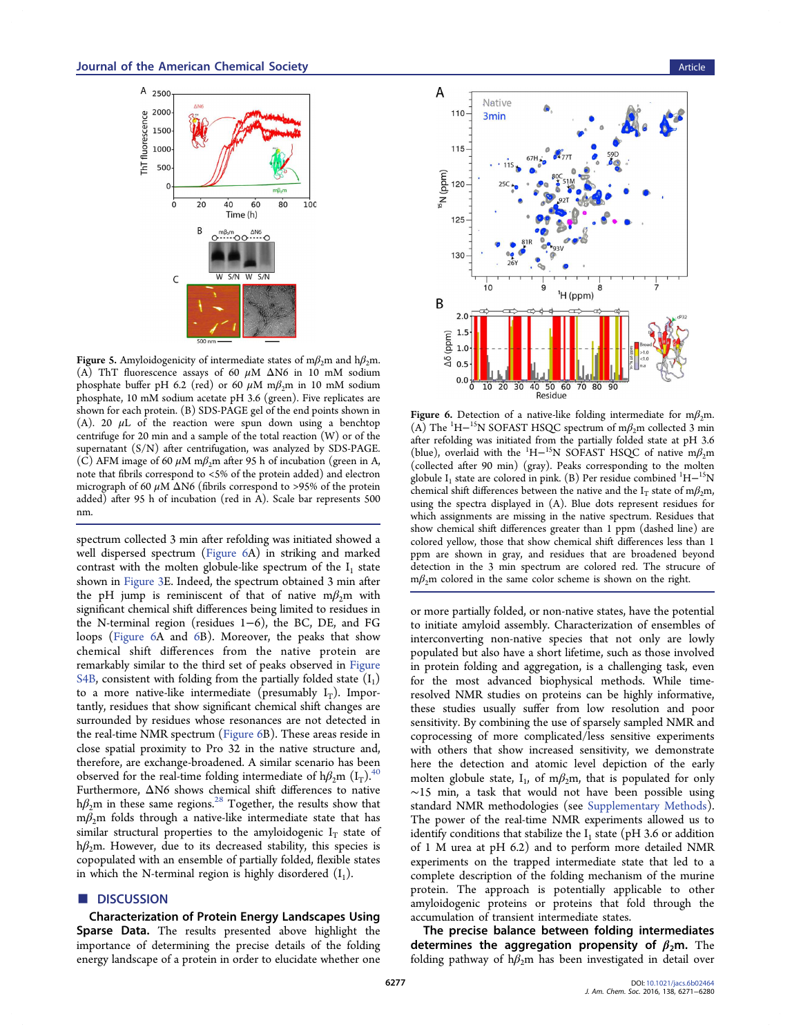Figure 5. Amyloidogenicity of intermediate states of m$\beta_2$m and h$\beta_2$m. (A) ThT fluorescence assays of 60 $\mu$M ΔN6 in 10 mM sodium phosphate buffer pH 6.2 (red) or 60 $\mu$M m$\beta_2$m in 10 mM sodium phosphate, 10 mM sodium acetate pH 3.6 (green). Five replicates are shown for each protein. (B) SDS-PAGE gel of the end points shown in (A). 20 $\mu$L of the reaction were spun down using a benchtop centrifuge for 20 min and a sample of the total reaction (W) or of the supernatant (S/N) after centrifugation, was analyzed by SDS-PAGE. (C) AFM image of 60 $\mu$M m$\beta_2$m after 95 h of incubation (green in A, note that fibrils correspond to <5% of the protein added) and electron micrograph of 60 $\mu$M ΔN6 (fibrils correspond to >95% of the protein added) after 95 h of incubation (red in A). Scale bar represents 500 nm.

spectrum collected 3 min after refolding was initiated showed a well dispersed spectrum (Figure 6A) in striking and marked contrast with the molten globule-like spectrum of the $I_1$ state shown in Figure 3E. Indeed, the spectrum obtained 3 min after the pH jump is reminiscent of that of native m$\beta_2$m with significant chemical shift differences being limited to residues in the N-terminal region (residues 1−6), the BC, DE, and FG loops (Figure 6A and 6B). Moreover, the peaks that show chemical shift differences from the native protein are remarkably similar to the third set of peaks observed in Figure S4B, consistent with folding from the partially folded state ($I_1$) to a more native-like intermediate (presumably $I_T$). Importantly, residues that show significant chemical shift changes are surrounded by residues whose resonances are not detected in the real-time NMR spectrum (Figure 6B). These areas reside in close spatial proximity to Pro 32 in the native structure and, therefore, are exchange-broadened. A similar scenario has been observed for the real-time folding intermediate of h$\beta_2$m ($I_T$).[40] Furthermore, ΔN6 shows chemical shift differences to native h$\beta_2$m in these same regions.[28] Together, the results show that m$\beta_2$m folds through a native-like intermediate state that has similar structural properties to the amyloidogenic $I_T$ state of h$\beta_2$m. However, due to its decreased stability, this species is copopulated with an ensemble of partially folded, flexible states in which the N-terminal region is highly disordered ($I_1$).

Figure 6. Detection of a native-like folding intermediate for m$\beta_2$m. (A) The $^1$H−$^{15}$N SOFAST HSQC spectrum of m$\beta_2$m collected 3 min after refolding was initiated from the partially folded state at pH 3.6 (blue), overlaid with the $^1$H−$^{15}$N SOFAST HSQC of native m$\beta_2$m (collected after 90 min) (gray). Peaks corresponding to the molten globule $I_1$ state are colored in pink. (B) Per residue combined $^1$H−$^{15}$N chemical shift differences between the native and the $I_T$ state of m$\beta_2$m, using the spectra displayed in (A). Blue dots represent residues for which assignments are missing in the native spectrum. Residues that show chemical shift differences greater than 1 ppm (dashed line) are colored yellow, those that show chemical shift differences less than 1 ppm are shown in gray, and residues that are broadened beyond detection in the 3 min spectrum are colored red. The strucure of m$\beta_2$m colored in the same color scheme is shown on the right.

## DISCUSSION

**Characterization of Protein Energy Landscapes Using Sparse Data.** The results presented above highlight the importance of determining the precise details of the folding energy landscape of a protein in order to elucidate whether one or more partially folded, or non-native states, have the potential to initiate amyloid assembly. Characterization of ensembles of interconverting non-native species that not only are lowly populated but also have a short lifetime, such as those involved in protein folding and aggregation, is a challenging task, even for the most advanced biophysical methods. While time-resolved NMR studies on proteins can be highly informative, these studies usually suffer from low resolution and poor sensitivity. By combining the use of sparsely sampled NMR and coprocessing of more complicated/less sensitive experiments with others that show increased sensitivity, we demonstrate here the detection and atomic level depiction of the early molten globule state, $I_1$, of m$\beta_2$m, that is populated for only ~15 min, a task that would not have been possible using standard NMR methodologies (see Supplementary Methods). The power of the real-time NMR experiments allowed us to identify conditions that stabilize the $I_1$ state (pH 3.6 or addition of 1 M urea at pH 6.2) and to perform more detailed NMR experiments on the trapped intermediate state that led to a complete description of the folding mechanism of the murine protein. The approach is potentially applicable to other amyloidogenic proteins or proteins that fold through the accumulation of transient intermediate states.

**The precise balance between folding intermediates determines the aggregation propensity of $\beta_2$m.** The folding pathway of h$\beta_2$m has been investigated in detail over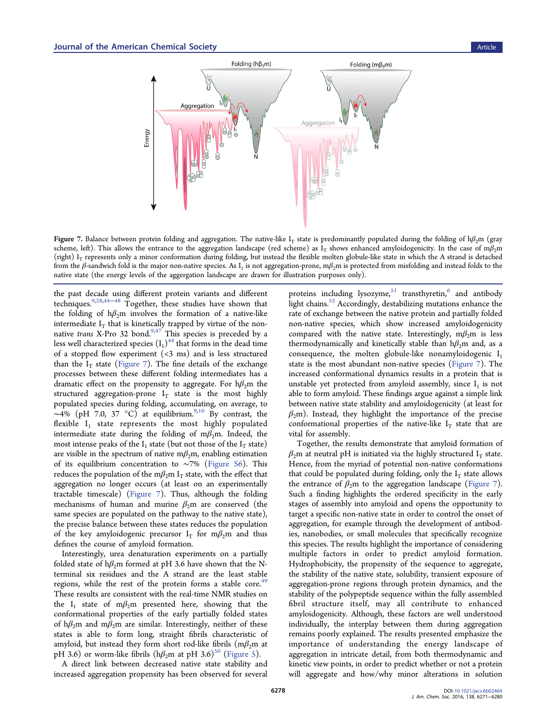Figure 7. Balance between protein folding and aggregation. The native-like $I_T$ state is predominantly populated during the folding of h$\beta_2$m (gray scheme, left). This allows the entrance to the aggregation landscape (red scheme) as $I_T$ shows enhanced amyloidogenicity. In the case of m$\beta_2$m (right) $I_T$ represents only a minor conformation during folding, but instead the flexible molten globule-like state in which the A strand is detached from the $\beta$-sandwich fold is the major non-native species. As $I_1$ is not aggregation-prone, m$\beta_2$m is protected from misfolding and instead folds to the native state (the energy levels of the aggregation landscape are drawn for illustration purposes only).

the past decade using different protein variants and different techniques.[9,28,44−48] Together, these studies have shown that the folding of h$\beta_2$m involves the formation of a native-like intermediate $I_T$ that is kinetically trapped by virtue of the non-native *trans* X-Pro 32 bond.[9,47] This species is preceded by a less well characterized species ($I_1$)[44] that forms in the dead time of a stopped flow experiment (<3 ms) and is less structured than the $I_T$ state (Figure 7). The fine details of the exchange processes between these different folding intermediates has a dramatic effect on the propensity to aggregate. For h$\beta_2$m the structured aggregation-prone $I_T$ state is the most highly populated species during folding, accumulating, on average, to ~4% (pH 7.0, 37 °C) at equilibrium.[9,10] By contrast, the flexible $I_1$ state represents the most highly populated intermediate state during the folding of m$\beta_2$m. Indeed, the most intense peaks of the $I_1$ state (but not those of the $I_T$ state) are visible in the spectrum of native m$\beta_2$m, enabling estimation of its equilibrium concentration to ~7% (Figure S6). This reduces the population of the m$\beta_2$m $I_T$ state, with the effect that aggregation no longer occurs (at least on an experimentally tractable timescale) (Figure 7). Thus, although the folding mechanisms of human and murine $\beta_2$m are conserved (the same species are populated on the pathway to the native state), the precise balance between these states reduces the population of the key amyloidogenic precursor $I_T$ for m$\beta_2$m and thus defines the course of amyloid formation.

Interestingly, urea denaturation experiments on a partially folded state of h$\beta_2$m formed at pH 3.6 have shown that the N-terminal six residues and the A strand are the least stable regions, while the rest of the protein forms a stable core.[49] These results are consistent with the real-time NMR studies on the $I_1$ state of m$\beta_2$m presented here, showing that the conformational properties of the early partially folded states of h$\beta_2$m and m$\beta_2$m are similar. Interestingly, neither of these states is able to form long, straight fibrils characteristic of amyloid, but instead they form short rod-like fibrils (m$\beta_2$m at pH 3.6) or worm-like fibrils (h$\beta_2$m at pH 3.6)[50] (Figure 5).

A direct link between decreased native state stability and increased aggregation propensity has been observed for several proteins including lysozyme,[51] transthyretin,[6] and antibody light chains.[52] Accordingly, destabilizing mutations enhance the rate of exchange between the native protein and partially folded non-native species, which show increased amyloidogenicity compared with the native state. Interestingly, m$\beta_2$m is less thermodynamically and kinetically stable than h$\beta_2$m and, as a consequence, the molten globule-like nonamyloidogenic $I_1$ state is the most abundant non-native species (Figure 7). The increased conformational dynamics results in a protein that is unstable yet protected from amyloid assembly, since $I_1$ is not able to form amyloid. These findings argue against a simple link between native state stability and amyloidogenicity (at least for $\beta_2$m). Instead, they highlight the importance of the precise conformational properties of the native-like $I_T$ state that are vital for assembly.

Together, the results demonstrate that amyloid formation of $\beta_2$m at neutral pH is initiated via the highly structured $I_T$ state. Hence, from the myriad of potential non-native conformations that could be populated during folding, only the $I_T$ state allows the entrance of $\beta_2$m to the aggregation landscape (Figure 7). Such a finding highlights the ordered specificity in the early stages of assembly into amyloid and opens the opportunity to target a specific non-native state in order to control the onset of aggregation, for example through the development of antibodies, nanobodies, or small molecules that specifically recognize this species. The results highlight the importance of considering multiple factors in order to predict amyloid formation. Hydrophobicity, the propensity of the sequence to aggregate, the stability of the native state, solubility, transient exposure of aggregation-prone regions through protein dynamics, and the stability of the polypeptide sequence within the fully assembled fibril structure itself, may all contribute to enhanced amyloidogenicity. Although, these factors are well understood individually, the interplay between them during aggregation remains poorly explained. The results presented emphasize the importance of understanding the energy landscape of aggregation in intricate detail, from both thermodynamic and kinetic view points, in order to predict whether or not a protein will aggregate and how/why minor alterations in solution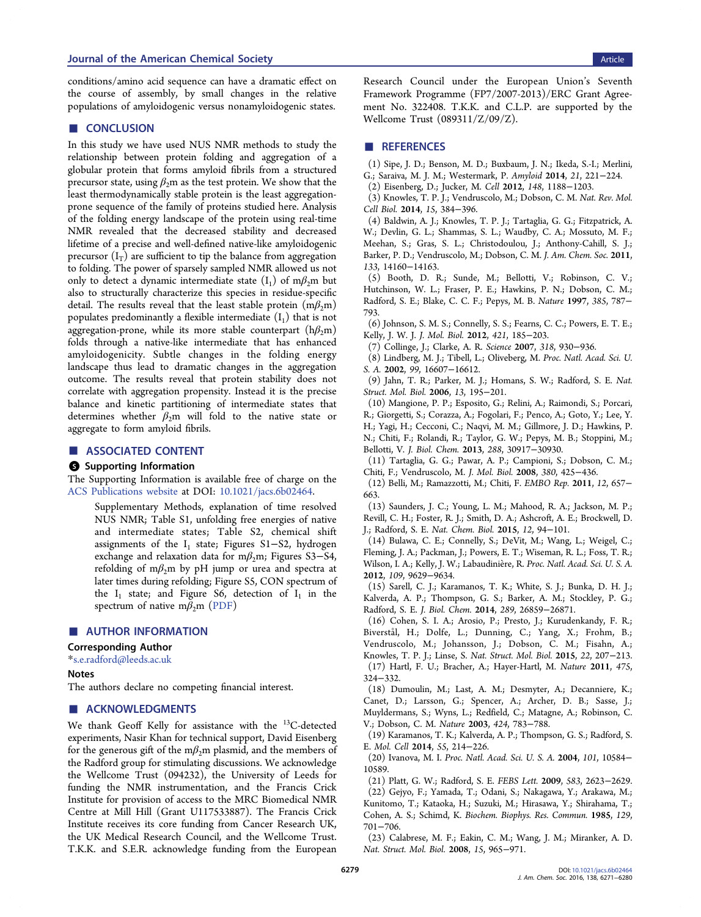conditions/amino acid sequence can have a dramatic effect on the course of assembly, by small changes in the relative populations of amyloidogenic versus nonamyloidogenic states.

## CONCLUSION

In this study we have used NUS NMR methods to study the relationship between protein folding and aggregation of a globular protein that forms amyloid fibrils from a structured precursor state, using $\beta_2$m as the test protein. We show that the least thermodynamically stable protein is the least aggregation-prone sequence of the family of proteins studied here. Analysis of the folding energy landscape of the protein using real-time NMR revealed that the decreased stability and decreased lifetime of a precise and well-defined native-like amyloidogenic precursor ($I_T$) are sufficient to tip the balance from aggregation to folding. The power of sparsely sampled NMR allowed us not only to detect a dynamic intermediate state ($I_1$) of m$\beta_2$m but also to structurally characterize this species in residue-specific detail. The results reveal that the least stable protein (m$\beta_2$m) populates predominantly a flexible intermediate ($I_1$) that is not aggregation-prone, while its more stable counterpart (h$\beta_2$m) folds through a native-like intermediate that has enhanced amyloidogenicity. Subtle changes in the folding energy landscape thus lead to dramatic changes in the aggregation outcome. The results reveal that protein stability does not correlate with aggregation propensity. Instead it is the precise balance and kinetic partitioning of intermediate states that determines whether $\beta_2$m will fold to the native state or aggregate to form amyloid fibrils.

## ASSOCIATED CONTENT

### Supporting Information

The Supporting Information is available free of charge on the ACS Publications website at DOI: 10.1021/jacs.6b02464.

> Supplementary Methods, explanation of time resolved NUS NMR; Table S1, unfolding free energies of native and intermediate states; Table S2, chemical shift assignments of the $I_1$ state; Figures S1−S2, hydrogen exchange and relaxation data for m$\beta_2$m; Figures S3−S4, refolding of m$\beta_2$m by pH jump or urea and spectra at later times during refolding; Figure S5, CON spectrum of the $I_1$ state; and Figure S6, detection of $I_1$ in the spectrum of native m$\beta_2$m (PDF)

## AUTHOR INFORMATION

### Corresponding Author

*s.e.radford@leeds.ac.uk

### Notes

The authors declare no competing financial interest.

## ACKNOWLEDGMENTS

We thank Geoff Kelly for assistance with the $^{13}$C-detected experiments, Nasir Khan for technical support, David Eisenberg for the generous gift of the m$\beta_2$m plasmid, and the members of the Radford group for stimulating discussions. We acknowledge the Wellcome Trust (094232), the University of Leeds for funding the NMR instrumentation, and the Francis Crick Institute for provision of access to the MRC Biomedical NMR Centre at Mill Hill (Grant U117533887). The Francis Crick Institute receives its core funding from Cancer Research UK, the UK Medical Research Council, and the Wellcome Trust. T.K.K. and S.E.R. acknowledge funding from the European Research Council under the European Union's Seventh Framework Programme (FP7/2007-2013)/ERC Grant Agreement No. 322408. T.K.K. and C.L.P. are supported by the Wellcome Trust (089311/Z/09/Z).

## REFERENCES

(1) Sipe, J. D.; Benson, M. D.; Buxbaum, J. N.; Ikeda, S.-I.; Merlini, G.; Saraiva, M. J. M.; Westermark, P. *Amyloid* **2014**, *21*, 221−224.

(2) Eisenberg, D.; Jucker, M. *Cell* **2012**, *148*, 1188−1203.

(3) Knowles, T. P. J.; Vendruscolo, M.; Dobson, C. M. *Nat. Rev. Mol. Cell Biol.* **2014**, *15*, 384−396.

(4) Baldwin, A. J.; Knowles, T. P. J.; Tartaglia, G. G.; Fitzpatrick, A. W.; Devlin, G. L.; Shammas, S. L.; Waudby, C. A.; Mossuto, M. F.; Meehan, S.; Gras, S. L.; Christodoulou, J.; Anthony-Cahill, S. J.; Barker, P. D.; Vendruscolo, M.; Dobson, C. M. *J. Am. Chem. Soc.* **2011**, *133*, 14160−14163.

(5) Booth, D. R.; Sunde, M.; Bellotti, V.; Robinson, C. V.; Hutchinson, W. L.; Fraser, P. E.; Hawkins, P. N.; Dobson, C. M.; Radford, S. E.; Blake, C. C. F.; Pepys, M. B. *Nature* **1997**, *385*, 787−793.

(6) Johnson, S. M. S.; Connelly, S. S.; Fearns, C. C.; Powers, E. T. E.; Kelly, J. W. J. *J. Mol. Biol.* **2012**, *421*, 185−203.

(7) Collinge, J.; Clarke, A. R. *Science* **2007**, *318*, 930−936.

(8) Lindberg, M. J.; Tibell, L.; Oliveberg, M. *Proc. Natl. Acad. Sci. U. S. A.* **2002**, *99*, 16607−16612.

(9) Jahn, T. R.; Parker, M. J.; Homans, S. W.; Radford, S. E. *Nat. Struct. Mol. Biol.* **2006**, *13*, 195−201.

(10) Mangione, P. P.; Esposito, G.; Relini, A.; Raimondi, S.; Porcari, R.; Giorgetti, S.; Corazza, A.; Fogolari, F.; Penco, A.; Goto, Y.; Lee, Y. H.; Yagi, H.; Cecconi, C.; Naqvi, M. M.; Gillmore, J. D.; Hawkins, P. N.; Chiti, F.; Rolandi, R.; Taylor, G. W.; Pepys, M. B.; Stoppini, M.; Bellotti, V. *J. Biol. Chem.* **2013**, *288*, 30917−30930.

(11) Tartaglia, G. G.; Pawar, A. P.; Campioni, S.; Dobson, C. M.; Chiti, F.; Vendruscolo, M. *J. Mol. Biol.* **2008**, *380*, 425−436.

(12) Belli, M.; Ramazzotti, M.; Chiti, F. *EMBO Rep.* **2011**, *12*, 657−663.

(13) Saunders, J. C.; Young, L. M.; Mahood, R. A.; Jackson, M. P.; Revill, C. H.; Foster, R. J.; Smith, D. A.; Ashcroft, A. E.; Brockwell, D. J.; Radford, S. E. *Nat. Chem. Biol.* **2015**, *12*, 94−101.

(14) Bulawa, C. E.; Connelly, S.; DeVit, M.; Wang, L.; Weigel, C.; Fleming, J. A.; Packman, J.; Powers, E. T.; Wiseman, R. L.; Foss, T. R.; Wilson, I. A.; Kelly, J. W.; Labaudinière, R. *Proc. Natl. Acad. Sci. U. S. A.* **2012**, *109*, 9629−9634.

(15) Sarell, C. J.; Karamanos, T. K.; White, S. J.; Bunka, D. H. J.; Kalverda, A. P.; Thompson, G. S.; Barker, A. M.; Stockley, P. G.; Radford, S. E. *J. Biol. Chem.* **2014**, *289*, 26859−26871.

(16) Cohen, S. I. A.; Arosio, P.; Presto, J.; Kurudenkandy, F. R.; Biverstål, H.; Dolfe, L.; Dunning, C.; Yang, X.; Frohm, B.; Vendruscolo, M.; Johansson, J.; Dobson, C. M.; Fisahn, A.; Knowles, T. P. J.; Linse, S. *Nat. Struct. Mol. Biol.* **2015**, *22*, 207−213.

(17) Hartl, F. U.; Bracher, A.; Hayer-Hartl, M. *Nature* **2011**, *475*, 324−332.

(18) Dumoulin, M.; Last, A. M.; Desmyter, A.; Decanniere, K.; Canet, D.; Larsson, G.; Spencer, A.; Archer, D. B.; Sasse, J.; Muyldermans, S.; Wyns, L.; Redfield, C.; Matagne, A.; Robinson, C. V.; Dobson, C. M. *Nature* **2003**, *424*, 783−788.

(19) Karamanos, T. K.; Kalverda, A. P.; Thompson, G. S.; Radford, S. E. *Mol. Cell* **2014**, *55*, 214−226.

(20) Ivanova, M. I. *Proc. Natl. Acad. Sci. U. S. A.* **2004**, *101*, 10584−10589.

(21) Platt, G. W.; Radford, S. E. *FEBS Lett.* **2009**, *583*, 2623−2629.

(22) Gejyo, F.; Yamada, T.; Odani, S.; Nakagawa, Y.; Arakawa, M.; Kunitomo, T.; Kataoka, H.; Suzuki, M.; Hirasawa, Y.; Shirahama, T.; Cohen, A. S.; Schimd, K. *Biochem. Biophys. Res. Commun.* **1985**, *129*, 701−706.

(23) Calabrese, M. F.; Eakin, C. M.; Wang, J. M.; Miranker, A. D. *Nat. Struct. Mol. Biol.* **2008**, *15*, 965−971.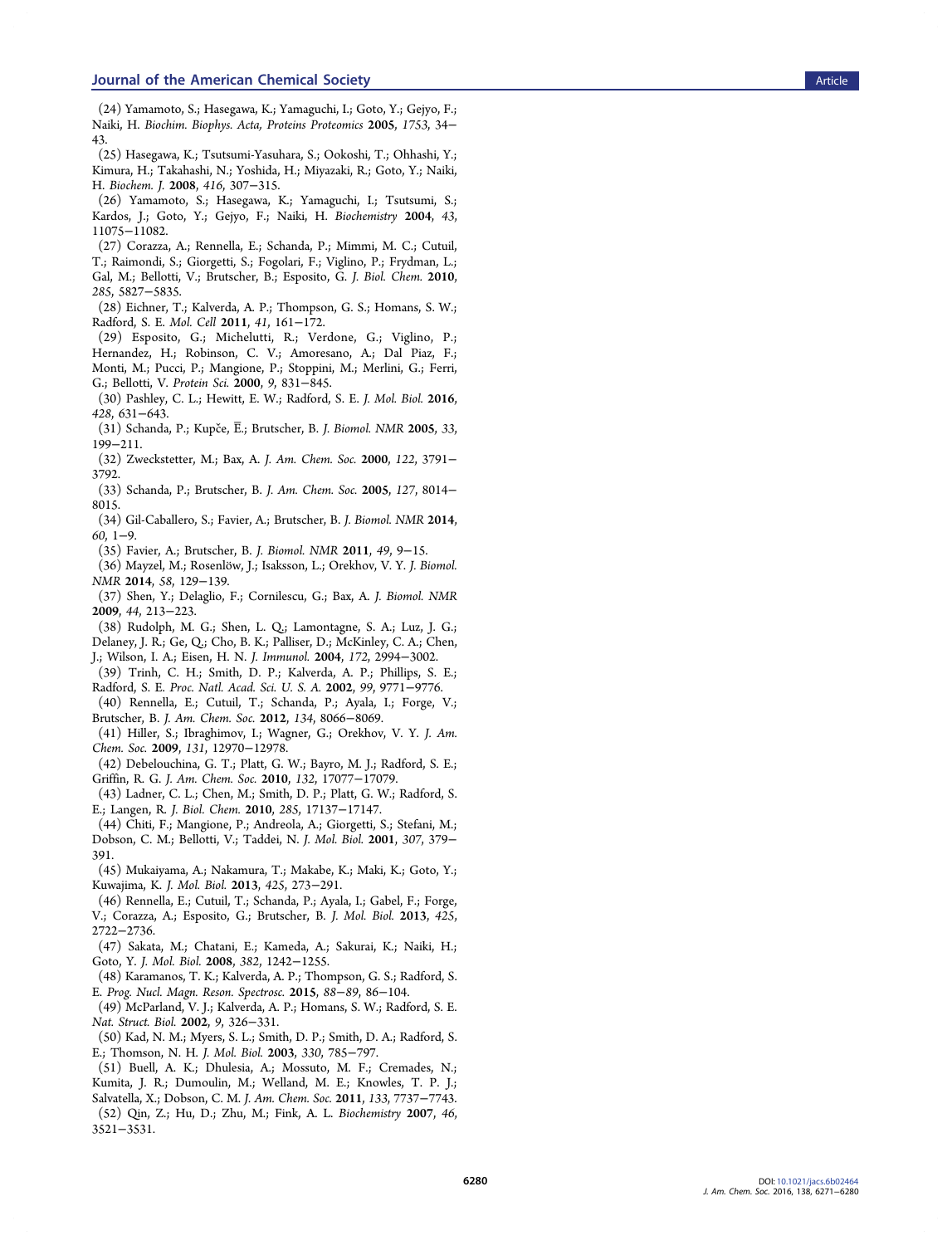(24) Yamamoto, S.; Hasegawa, K.; Yamaguchi, I.; Goto, Y.; Gejyo, F.; Naiki, H. *Biochim. Biophys. Acta, Proteins Proteomics* **2005**, *1753*, 34−43.

(25) Hasegawa, K.; Tsutsumi-Yasuhara, S.; Ookoshi, T.; Ohhashi, Y.; Kimura, H.; Takahashi, N.; Yoshida, H.; Miyazaki, R.; Goto, Y.; Naiki, H. *Biochem. J.* **2008**, *416*, 307−315.

(26) Yamamoto, S.; Hasegawa, K.; Yamaguchi, I.; Tsutsumi, S.; Kardos, J.; Goto, Y.; Gejyo, F.; Naiki, H. *Biochemistry* **2004**, *43*, 11075−11082.

(27) Corazza, A.; Rennella, E.; Schanda, P.; Mimmi, M. C.; Cutuil, T.; Raimondi, S.; Giorgetti, S.; Fogolari, F.; Viglino, P.; Frydman, L.; Gal, M.; Bellotti, V.; Brutscher, B.; Esposito, G. *J. Biol. Chem.* **2010**, *285*, 5827−5835.

(28) Eichner, T.; Kalverda, A. P.; Thompson, G. S.; Homans, S. W.; Radford, S. E. *Mol. Cell* **2011**, *41*, 161−172.

(29) Esposito, G.; Michelutti, R.; Verdone, G.; Viglino, P.; Hernandez, H.; Robinson, C. V.; Amoresano, A.; Dal Piaz, F.; Monti, M.; Pucci, P.; Mangione, P.; Stoppini, M.; Merlini, G.; Ferri, G.; Bellotti, V. *Protein Sci.* **2000**, *9*, 831−845.

(30) Pashley, C. L.; Hewitt, E. W.; Radford, S. E. *J. Mol. Biol.* **2016**, *428*, 631−643.

(31) Schanda, P.; Kupče, Ē.; Brutscher, B. *J. Biomol. NMR* **2005**, *33*, 199−211.

(32) Zweckstetter, M.; Bax, A. *J. Am. Chem. Soc.* **2000**, *122*, 3791−3792.

(33) Schanda, P.; Brutscher, B. *J. Am. Chem. Soc.* **2005**, *127*, 8014−8015.

(34) Gil-Caballero, S.; Favier, A.; Brutscher, B. *J. Biomol. NMR* **2014**, *60*, 1−9.

(35) Favier, A.; Brutscher, B. *J. Biomol. NMR* **2011**, *49*, 9−15.

(36) Mayzel, M.; Rosenlöw, J.; Isaksson, L.; Orekhov, V. Y. *J. Biomol. NMR* **2014**, *58*, 129−139.

(37) Shen, Y.; Delaglio, F.; Cornilescu, G.; Bax, A. *J. Biomol. NMR* **2009**, *44*, 213−223.

(38) Rudolph, M. G.; Shen, L. Q.; Lamontagne, S. A.; Luz, J. G.; Delaney, J. R.; Ge, Q.; Cho, B. K.; Palliser, D.; McKinley, C. A.; Chen, J.; Wilson, I. A.; Eisen, H. N. *J. Immunol.* **2004**, *172*, 2994−3002.

(39) Trinh, C. H.; Smith, D. P.; Kalverda, A. P.; Phillips, S. E.; Radford, S. E. *Proc. Natl. Acad. Sci. U. S. A.* **2002**, *99*, 9771−9776.

(40) Rennella, E.; Cutuil, T.; Schanda, P.; Ayala, I.; Forge, V.; Brutscher, B. *J. Am. Chem. Soc.* **2012**, *134*, 8066−8069.

(41) Hiller, S.; Ibraghimov, I.; Wagner, G.; Orekhov, V. Y. *J. Am. Chem. Soc.* **2009**, *131*, 12970−12978.

(42) Debelouchina, G. T.; Platt, G. W.; Bayro, M. J.; Radford, S. E.; Griffin, R. G. *J. Am. Chem. Soc.* **2010**, *132*, 17077−17079.

(43) Ladner, C. L.; Chen, M.; Smith, D. P.; Platt, G. W.; Radford, S. E.; Langen, R. *J. Biol. Chem.* **2010**, *285*, 17137−17147.

(44) Chiti, F.; Mangione, P.; Andreola, A.; Giorgetti, S.; Stefani, M.; Dobson, C. M.; Bellotti, V.; Taddei, N. *J. Mol. Biol.* **2001**, *307*, 379−391.

(45) Mukaiyama, A.; Nakamura, T.; Makabe, K.; Maki, K.; Goto, Y.; Kuwajima, K. *J. Mol. Biol.* **2013**, *425*, 273−291.

(46) Rennella, E.; Cutuil, T.; Schanda, P.; Ayala, I.; Gabel, F.; Forge, V.; Corazza, A.; Esposito, G.; Brutscher, B. *J. Mol. Biol.* **2013**, *425*, 2722−2736.

(47) Sakata, M.; Chatani, E.; Kameda, A.; Sakurai, K.; Naiki, H.; Goto, Y. *J. Mol. Biol.* **2008**, *382*, 1242−1255.

(48) Karamanos, T. K.; Kalverda, A. P.; Thompson, G. S.; Radford, S. E. *Prog. Nucl. Magn. Reson. Spectrosc.* **2015**, *88−89*, 86−104.

(49) McParland, V. J.; Kalverda, A. P.; Homans, S. W.; Radford, S. E. *Nat. Struct. Biol.* **2002**, *9*, 326−331.

(50) Kad, N. M.; Myers, S. L.; Smith, D. P.; Smith, D. A.; Radford, S. E.; Thomson, N. H. *J. Mol. Biol.* **2003**, *330*, 785−797.

(51) Buell, A. K.; Dhulesia, A.; Mossuto, M. F.; Cremades, N.; Kumita, J. R.; Dumoulin, M.; Welland, M. E.; Knowles, T. P. J.; Salvatella, X.; Dobson, C. M. *J. Am. Chem. Soc.* **2011**, *133*, 7737−7743.

(52) Qin, Z.; Hu, D.; Zhu, M.; Fink, A. L. *Biochemistry* **2007**, *46*, 3521−3531.